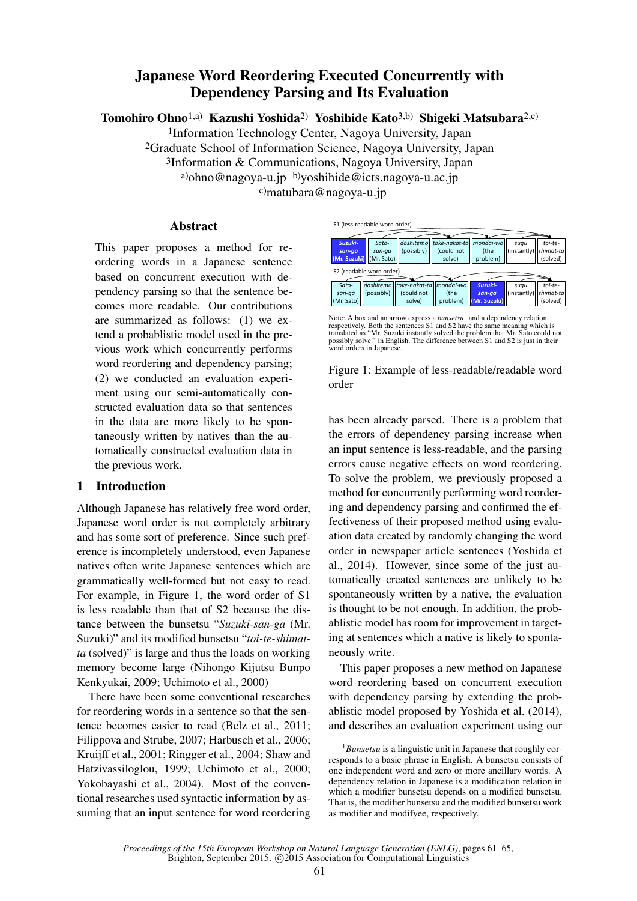# Japanese Word Reordering Executed Concurrently with Dependency Parsing and Its Evaluation

**Tomohiro Ohno**[1,a] **Kazushi Yoshida**[2] **Yoshihide Kato**[3,b] **Shigeki Matsubara**[2,c]

[1]Information Technology Center, Nagoya University, Japan
[2]Graduate School of Information Science, Nagoya University, Japan
[3]Information & Communications, Nagoya University, Japan
[a]ohno@nagoya-u.jp [b]yoshihide@icts.nagoya-u.ac.jp
[c]matubara@nagoya-u.jp

## Abstract

This paper proposes a method for reordering words in a Japanese sentence based on concurrent execution with dependency parsing so that the sentence becomes more readable. Our contributions are summarized as follows: (1) we extend a probablistic model used in the previous work which concurrently performs word reordering and dependency parsing; (2) we conducted an evaluation experiment using our semi-automatically constructed evaluation data so that sentences in the data are more likely to be spontaneously written by natives than the automatically constructed evaluation data in the previous work.

## 1 Introduction

Although Japanese has relatively free word order, Japanese word order is not completely arbitrary and has some sort of preference. Since such preference is incompletely understood, even Japanese natives often write Japanese sentences which are grammatically well-formed but not easy to read. For example, in Figure 1, the word order of S1 is less readable than that of S2 because the distance between the bunsetsu "*Suzuki-san-ga* (Mr. Suzuki)" and its modified bunsetsu "*toi-te-shimat-ta* (solved)" is large and thus the loads on working memory become large (Nihongo Kijutsu Bunpo Kenkyukai, 2009; Uchimoto et al., 2000)

There have been some conventional researches for reordering words in a sentence so that the sentence becomes easier to read (Belz et al., 2011; Filippova and Strube, 2007; Harbusch et al., 2006; Kruijff et al., 2001; Ringger et al., 2004; Shaw and Hatzivassiloglou, 1999; Uchimoto et al., 2000; Yokobayashi et al., 2004). Most of the conventional researches used syntactic information by assuming that an input sentence for word reordering

S1 (less-readable word order)

| *Suzuki-san-ga* (Mr. Suzuki) | *Sato-san-ga* (Mr. Sato) | *doshitemo* (possibly) | *toke-nakat-ta* (could not solve) | *mondai-wo* (the problem) | *sugu* (instantly) | *toi-te-shimat-ta* (solved) |
|---|---|---|---|---|---|---|

S2 (readable word order)

| *Sato-san-ga* (Mr. Sato) | *doshitemo* (possibly) | *toke-nakat-ta* (could not solve) | *mondai-wo* (the problem) | *Suzuki-san-ga* (Mr. Suzuki) | *sugu* (instantly) | *toi-te-shimat-ta* (solved) |
|---|---|---|---|---|---|---|

Note: A box and an arrow express a *bunsetsu*[1] and a dependency relation, respectively. Both the sentences S1 and S2 have the same meaning which is translated as "Mr. Suzuki instantly solved the problem that Mr. Sato could not possibly solve." in English. The difference between S1 and S2 is just in their word orders in Japanese.

Figure 1: Example of less-readable/readable word order

has been already parsed. There is a problem that the errors of dependency parsing increase when an input sentence is less-readable, and the parsing errors cause negative effects on word reordering. To solve the problem, we previously proposed a method for concurrently performing word reordering and dependency parsing and confirmed the effectiveness of their proposed method using evaluation data created by randomly changing the word order in newspaper article sentences (Yoshida et al., 2014). However, since some of the just automatically created sentences are unlikely to be spontaneously written by a native, the evaluation is thought to be not enough. In addition, the probablistic model has room for improvement in targeting at sentences which a native is likely to spontaneously write.

This paper proposes a new method on Japanese word reordering based on concurrent execution with dependency parsing by extending the probablistic model proposed by Yoshida et al. (2014), and describes an evaluation experiment using our

[1]*Bunsetsu* is a linguistic unit in Japanese that roughly corresponds to a basic phrase in English. A bunsetsu consists of one independent word and zero or more ancillary words. A dependency relation in Japanese is a modification relation in which a modifier bunsetsu depends on a modified bunsetsu. That is, the modifier bunsetsu and the modified bunsetsu work as modifier and modifyee, respectively.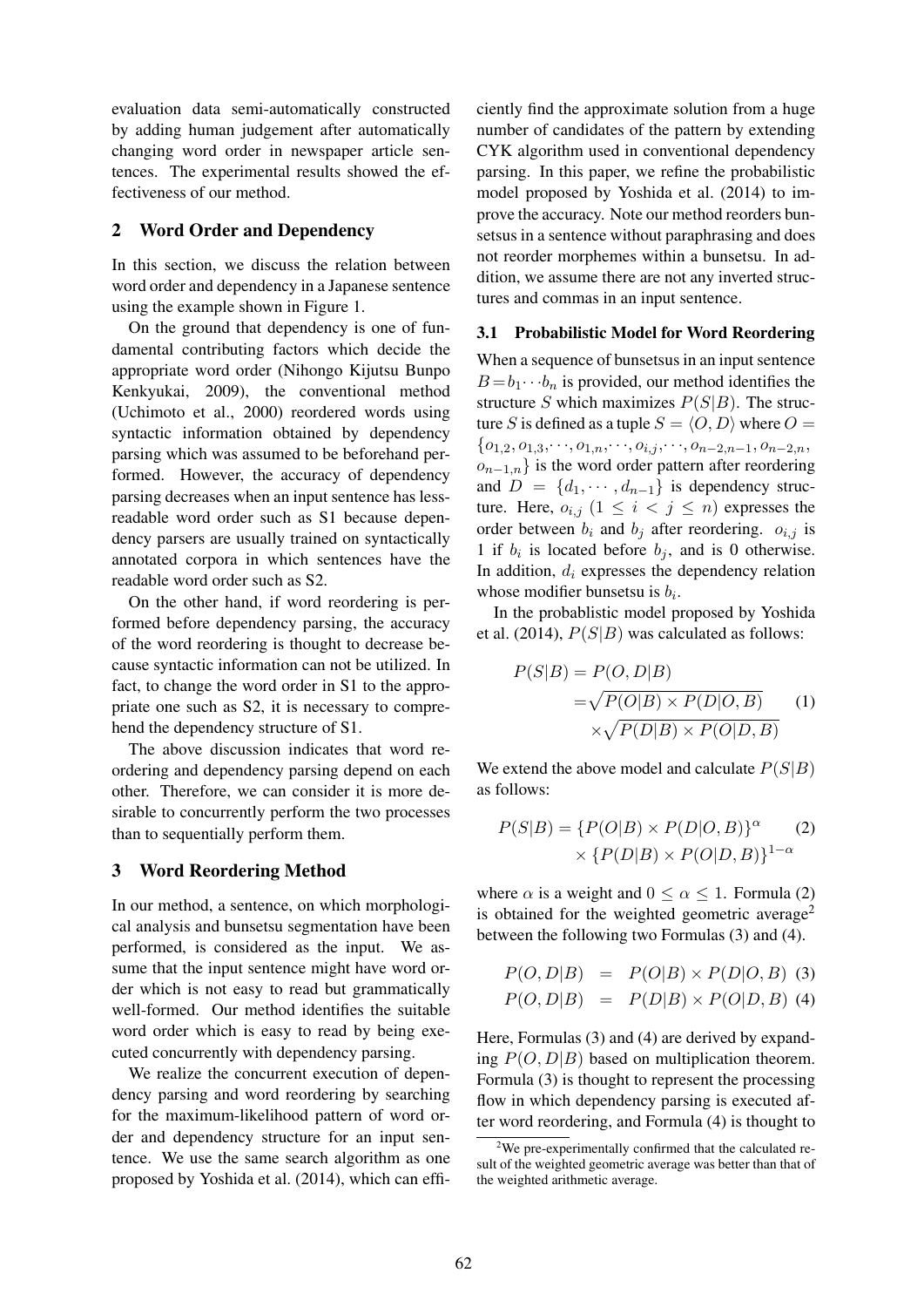evaluation data semi-automatically constructed by adding human judgement after automatically changing word order in newspaper article sentences. The experimental results showed the effectiveness of our method.

## 2 Word Order and Dependency

In this section, we discuss the relation between word order and dependency in a Japanese sentence using the example shown in Figure 1.

On the ground that dependency is one of fundamental contributing factors which decide the appropriate word order (Nihongo Kijutsu Bunpo Kenkyukai, 2009), the conventional method (Uchimoto et al., 2000) reordered words using syntactic information obtained by dependency parsing which was assumed to be beforehand performed. However, the accuracy of dependency parsing decreases when an input sentence has less-readable word order such as S1 because dependency parsers are usually trained on syntactically annotated corpora in which sentences have the readable word order such as S2.

On the other hand, if word reordering is performed before dependency parsing, the accuracy of the word reordering is thought to decrease because syntactic information can not be utilized. In fact, to change the word order in S1 to the appropriate one such as S2, it is necessary to comprehend the dependency structure of S1.

The above discussion indicates that word reordering and dependency parsing depend on each other. Therefore, we can consider it is more desirable to concurrently perform the two processes than to sequentially perform them.

## 3 Word Reordering Method

In our method, a sentence, on which morphological analysis and bunsetsu segmentation have been performed, is considered as the input. We assume that the input sentence might have word order which is not easy to read but grammatically well-formed. Our method identifies the suitable word order which is easy to read by being executed concurrently with dependency parsing.

We realize the concurrent execution of dependency parsing and word reordering by searching for the maximum-likelihood pattern of word order and dependency structure for an input sentence. We use the same search algorithm as one proposed by Yoshida et al. (2014), which can efficiently find the approximate solution from a huge number of candidates of the pattern by extending CYK algorithm used in conventional dependency parsing. In this paper, we refine the probabilistic model proposed by Yoshida et al. (2014) to improve the accuracy. Note our method reorders bunsetsus in a sentence without paraphrasing and does not reorder morphemes within a bunsetsu. In addition, we assume there are not any inverted structures and commas in an input sentence.

### 3.1 Probabilistic Model for Word Reordering

When a sequence of bunsetsus in an input sentence $B = b_1 \cdots b_n$ is provided, our method identifies the structure $S$ which maximizes $P(S|B)$. The structure $S$ is defined as a tuple $S = \langle O, D \rangle$ where $O = \{o_{1,2}, o_{1,3}, \cdots, o_{1,n}, \cdots, o_{i,j}, \cdots, o_{n-2,n-1}, o_{n-2,n}, o_{n-1,n}\}$ is the word order pattern after reordering and $D = \{d_1, \cdots, d_{n-1}\}$ is dependency structure. Here, $o_{i,j}$ $(1 \leq i < j \leq n)$ expresses the order between $b_i$ and $b_j$ after reordering. $o_{i,j}$ is 1 if $b_i$ is located before $b_j$, and is 0 otherwise. In addition, $d_i$ expresses the dependency relation whose modifier bunsetsu is $b_i$.

In the probablistic model proposed by Yoshida et al. (2014), $P(S|B)$ was calculated as follows:

$$
\begin{aligned}
P(S|B) &= P(O, D|B) \\
&= \sqrt{P(O|B) \times P(D|O, B)} \\
&\quad \times \sqrt{P(D|B) \times P(O|D, B)}
\end{aligned}
\tag{1}
$$

We extend the above model and calculate $P(S|B)$ as follows:

$$
\begin{aligned}
P(S|B) &= \{P(O|B) \times P(D|O, B)\}^{\alpha} \\
&\quad \times \{P(D|B) \times P(O|D, B)\}^{1-\alpha}
\end{aligned}
\tag{2}
$$

where $\alpha$ is a weight and $0 \leq \alpha \leq 1$. Formula (2) is obtained for the weighted geometric average[2] between the following two Formulas (3) and (4).

$$
P(O, D|B) = P(O|B) \times P(D|O, B) \tag{3}
$$

$$
P(O, D|B) = P(D|B) \times P(O|D, B) \tag{4}
$$

Here, Formulas (3) and (4) are derived by expanding $P(O, D|B)$ based on multiplication theorem. Formula (3) is thought to represent the processing flow in which dependency parsing is executed after word reordering, and Formula (4) is thought to

[2] We pre-experimentally confirmed that the calculated result of the weighted geometric average was better than that of the weighted arithmetic average.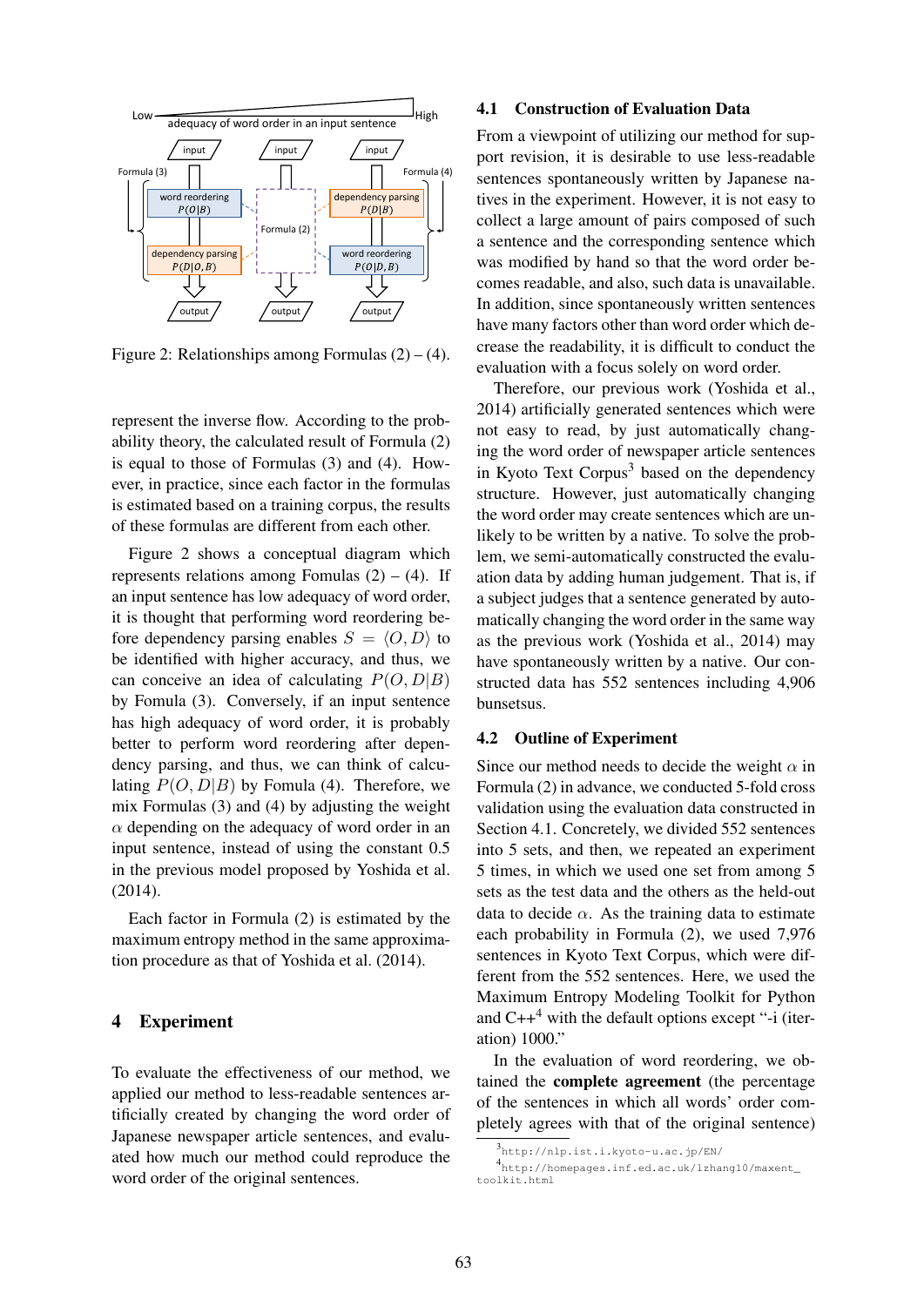Figure 2: Relationships among Formulas (2) – (4).

represent the inverse flow. According to the probability theory, the calculated result of Formula (2) is equal to those of Formulas (3) and (4). However, in practice, since each factor in the formulas is estimated based on a training corpus, the results of these formulas are different from each other.

Figure 2 shows a conceptual diagram which represents relations among Fomulas (2) – (4). If an input sentence has low adequacy of word order, it is thought that performing word reordering before dependency parsing enables $S = \langle O, D \rangle$ to be identified with higher accuracy, and thus, we can conceive an idea of calculating $P(O, D|B)$ by Fomula (3). Conversely, if an input sentence has high adequacy of word order, it is probably better to perform word reordering after dependency parsing, and thus, we can think of calculating $P(O, D|B)$ by Fomula (4). Therefore, we mix Formulas (3) and (4) by adjusting the weight $\alpha$ depending on the adequacy of word order in an input sentence, instead of using the constant 0.5 in the previous model proposed by Yoshida et al. (2014).

Each factor in Formula (2) is estimated by the maximum entropy method in the same approximation procedure as that of Yoshida et al. (2014).

## 4 Experiment

To evaluate the effectiveness of our method, we applied our method to less-readable sentences artificially created by changing the word order of Japanese newspaper article sentences, and evaluated how much our method could reproduce the word order of the original sentences.

### 4.1 Construction of Evaluation Data

From a viewpoint of utilizing our method for support revision, it is desirable to use less-readable sentences spontaneously written by Japanese natives in the experiment. However, it is not easy to collect a large amount of pairs composed of such a sentence and the corresponding sentence which was modified by hand so that the word order becomes readable, and also, such data is unavailable. In addition, since spontaneously written sentences have many factors other than word order which decrease the readability, it is difficult to conduct the evaluation with a focus solely on word order.

Therefore, our previous work (Yoshida et al., 2014) artificially generated sentences which were not easy to read, by just automatically changing the word order of newspaper article sentences in Kyoto Text Corpus[3] based on the dependency structure. However, just automatically changing the word order may create sentences which are unlikely to be written by a native. To solve the problem, we semi-automatically constructed the evaluation data by adding human judgement. That is, if a subject judges that a sentence generated by automatically changing the word order in the same way as the previous work (Yoshida et al., 2014) may have spontaneously written by a native. Our constructed data has 552 sentences including 4,906 bunsetsus.

### 4.2 Outline of Experiment

Since our method needs to decide the weight $\alpha$ in Formula (2) in advance, we conducted 5-fold cross validation using the evaluation data constructed in Section 4.1. Concretely, we divided 552 sentences into 5 sets, and then, we repeated an experiment 5 times, in which we used one set from among 5 sets as the test data and the others as the held-out data to decide $\alpha$. As the training data to estimate each probability in Formula (2), we used 7,976 sentences in Kyoto Text Corpus, which were different from the 552 sentences. Here, we used the Maximum Entropy Modeling Toolkit for Python and C++[4] with the default options except "-i (iteration) 1000."

In the evaluation of word reordering, we obtained the **complete agreement** (the percentage of the sentences in which all words' order completely agrees with that of the original sentence)

[3] http://nlp.ist.i.kyoto-u.ac.jp/EN/

[4] http://homepages.inf.ed.ac.uk/lzhang10/maxent_toolkit.html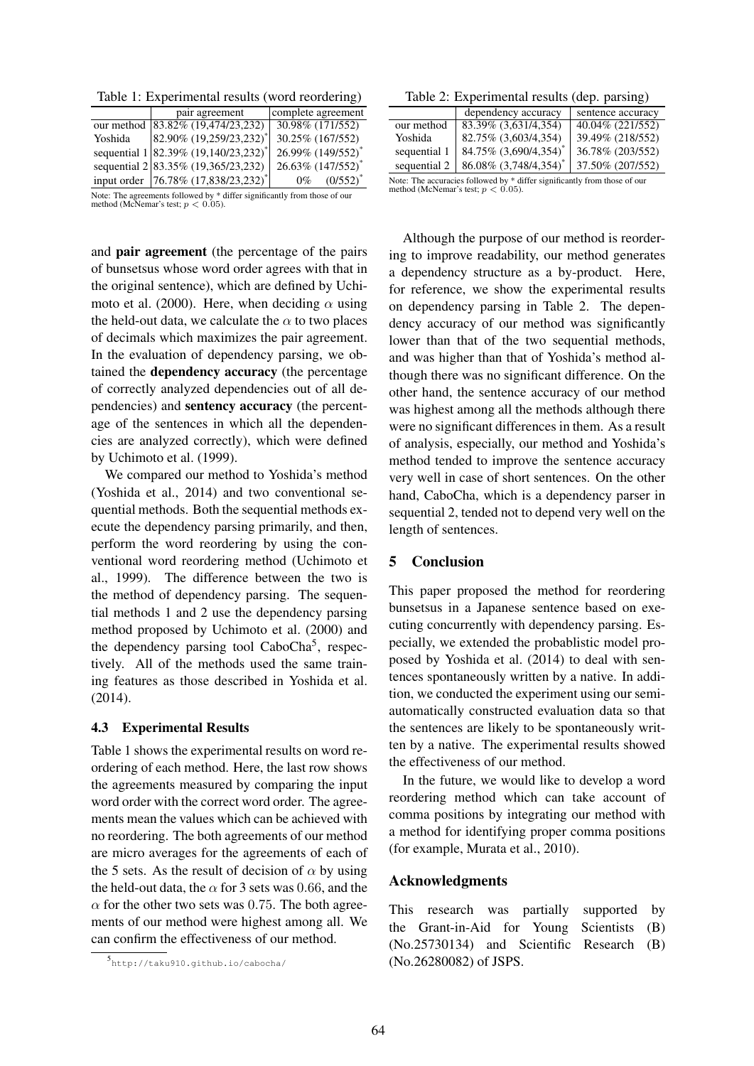Table 1: Experimental results (word reordering)

| | pair agreement | complete agreement |
|---|---|---|
| our method | 83.82% (19,474/23,232) | 30.98% (171/552) |
| Yoshida | 82.90% (19,259/23,232)* | 30.25% (167/552) |
| sequential 1 | 82.39% (19,140/23,232)* | 26.99% (149/552)* |
| sequential 2 | 83.35% (19,365/23,232) | 26.63% (147/552)* |
| input order | 76.78% (17,838/23,232)* | 0% (0/552)* |

Note: The agreements followed by * differ significantly from those of our method (McNemar's test; $p < 0.05$).

Table 2: Experimental results (dep. parsing)

| | dependency accuracy | sentence accuracy |
|---|---|---|
| our method | 83.39% (3,631/4,354) | 40.04% (221/552) |
| Yoshida | 82.75% (3,603/4,354) | 39.49% (218/552) |
| sequential 1 | 84.75% (3,690/4,354)* | 36.78% (203/552) |
| sequential 2 | 86.08% (3,748/4,354)* | 37.50% (207/552) |

Note: The accuracies followed by * differ significantly from those of our method (McNemar's test; $p < 0.05$).

and **pair agreement** (the percentage of the pairs of bunsetsus whose word order agrees with that in the original sentence), which are defined by Uchimoto et al. (2000). Here, when deciding $\alpha$ using the held-out data, we calculate the $\alpha$ to two places of decimals which maximizes the pair agreement. In the evaluation of dependency parsing, we obtained the **dependency accuracy** (the percentage of correctly analyzed dependencies out of all dependencies) and **sentency accuracy** (the percentage of the sentences in which all the dependencies are analyzed correctly), which were defined by Uchimoto et al. (1999).

We compared our method to Yoshida's method (Yoshida et al., 2014) and two conventional sequential methods. Both the sequential methods execute the dependency parsing primarily, and then, perform the word reordering by using the conventional word reordering method (Uchimoto et al., 1999). The difference between the two is the method of dependency parsing. The sequential methods 1 and 2 use the dependency parsing method proposed by Uchimoto et al. (2000) and the dependency parsing tool CaboCha[5], respectively. All of the methods used the same training features as those described in Yoshida et al. (2014).

### 4.3 Experimental Results

Table 1 shows the experimental results on word reordering of each method. Here, the last row shows the agreements measured by comparing the input word order with the correct word order. The agreements mean the values which can be achieved with no reordering. The both agreements of our method are micro averages for the agreements of each of the 5 sets. As the result of decision of $\alpha$ by using the held-out data, the $\alpha$ for 3 sets was 0.66, and the $\alpha$ for the other two sets was 0.75. The both agreements of our method were highest among all. We can confirm the effectiveness of our method.

[5] http://taku910.github.io/cabocha/

Although the purpose of our method is reordering to improve readability, our method generates a dependency structure as a by-product. Here, for reference, we show the experimental results on dependency parsing in Table 2. The dependency accuracy of our method was significantly lower than that of the two sequential methods, and was higher than that of Yoshida's method although there was no significant difference. On the other hand, the sentence accuracy of our method was highest among all the methods although there were no significant differences in them. As a result of analysis, especially, our method and Yoshida's method tended to improve the sentence accuracy very well in case of short sentences. On the other hand, CaboCha, which is a dependency parser in sequential 2, tended not to depend very well on the length of sentences.

## 5 Conclusion

This paper proposed the method for reordering bunsetsus in a Japanese sentence based on executing concurrently with dependency parsing. Especially, we extended the probablistic model proposed by Yoshida et al. (2014) to deal with sentences spontaneously written by a native. In addition, we conducted the experiment using our semi-automatically constructed evaluation data so that the sentences are likely to be spontaneously written by a native. The experimental results showed the effectiveness of our method.

In the future, we would like to develop a word reordering method which can take account of comma positions by integrating our method with a method for identifying proper comma positions (for example, Murata et al., 2010).

## Acknowledgments

This research was partially supported by the Grant-in-Aid for Young Scientists (B) (No.25730134) and Scientific Research (B) (No.26280082) of JSPS.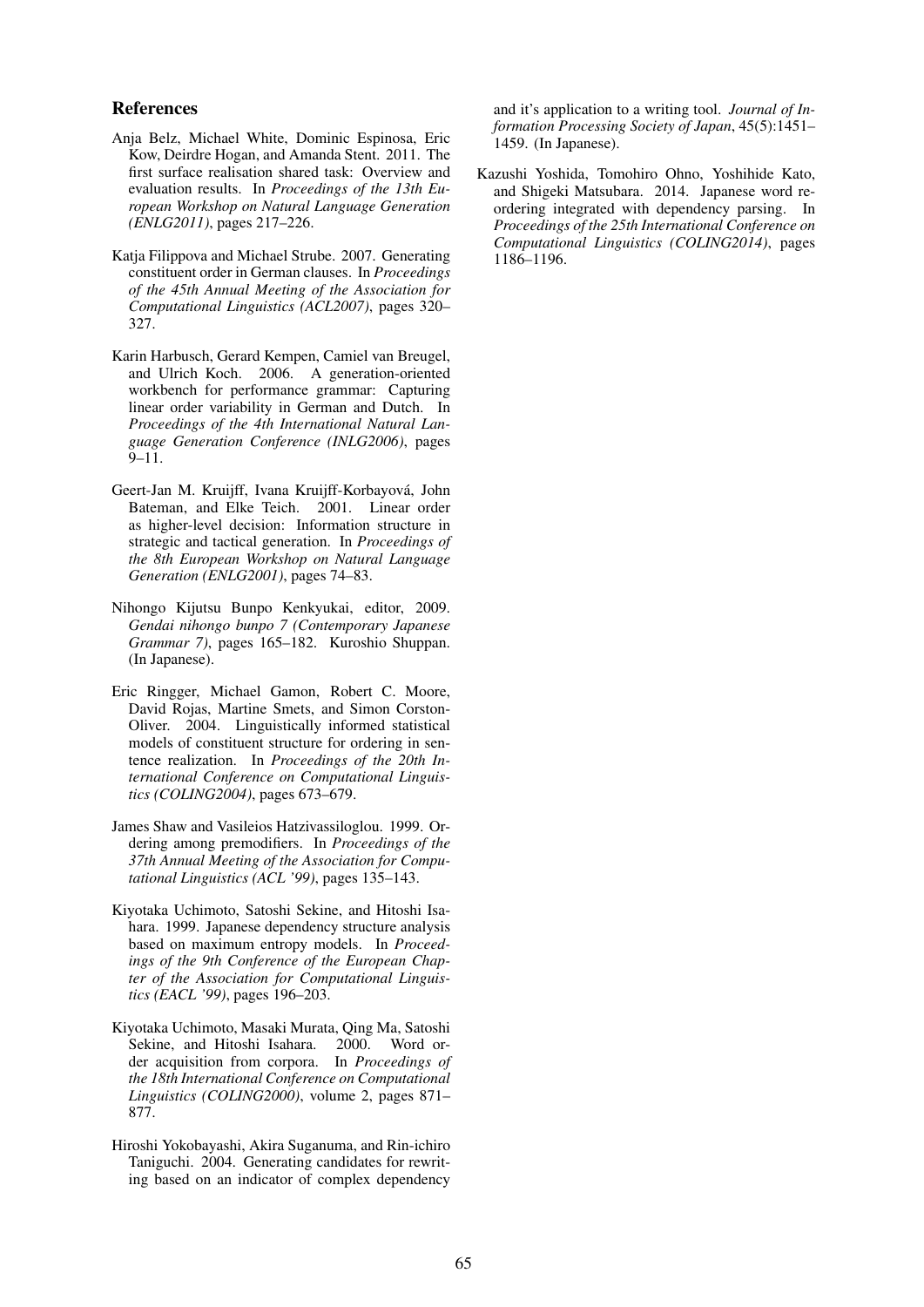## References

Anja Belz, Michael White, Dominic Espinosa, Eric Kow, Deirdre Hogan, and Amanda Stent. 2011. The first surface realisation shared task: Overview and evaluation results. In *Proceedings of the 13th European Workshop on Natural Language Generation (ENLG2011)*, pages 217–226.

Katja Filippova and Michael Strube. 2007. Generating constituent order in German clauses. In *Proceedings of the 45th Annual Meeting of the Association for Computational Linguistics (ACL2007)*, pages 320–327.

Karin Harbusch, Gerard Kempen, Camiel van Breugel, and Ulrich Koch. 2006. A generation-oriented workbench for performance grammar: Capturing linear order variability in German and Dutch. In *Proceedings of the 4th International Natural Language Generation Conference (INLG2006)*, pages 9–11.

Geert-Jan M. Kruijff, Ivana Kruijff-Korbayová, John Bateman, and Elke Teich. 2001. Linear order as higher-level decision: Information structure in strategic and tactical generation. In *Proceedings of the 8th European Workshop on Natural Language Generation (ENLG2001)*, pages 74–83.

Nihongo Kijutsu Bunpo Kenkyukai, editor, 2009. *Gendai nihongo bunpo 7 (Contemporary Japanese Grammar 7)*, pages 165–182. Kuroshio Shuppan. (In Japanese).

Eric Ringger, Michael Gamon, Robert C. Moore, David Rojas, Martine Smets, and Simon Corston-Oliver. 2004. Linguistically informed statistical models of constituent structure for ordering in sentence realization. In *Proceedings of the 20th International Conference on Computational Linguistics (COLING2004)*, pages 673–679.

James Shaw and Vasileios Hatzivassiloglou. 1999. Ordering among premodifiers. In *Proceedings of the 37th Annual Meeting of the Association for Computational Linguistics (ACL '99)*, pages 135–143.

Kiyotaka Uchimoto, Satoshi Sekine, and Hitoshi Isahara. 1999. Japanese dependency structure analysis based on maximum entropy models. In *Proceedings of the 9th Conference of the European Chapter of the Association for Computational Linguistics (EACL '99)*, pages 196–203.

Kiyotaka Uchimoto, Masaki Murata, Qing Ma, Satoshi Sekine, and Hitoshi Isahara. 2000. Word order acquisition from corpora. In *Proceedings of the 18th International Conference on Computational Linguistics (COLING2000)*, volume 2, pages 871–877.

Hiroshi Yokobayashi, Akira Suganuma, and Rin-ichiro Taniguchi. 2004. Generating candidates for rewriting based on an indicator of complex dependency and it's application to a writing tool. *Journal of Information Processing Society of Japan*, 45(5):1451–1459. (In Japanese).

Kazushi Yoshida, Tomohiro Ohno, Yoshihide Kato, and Shigeki Matsubara. 2014. Japanese word reordering integrated with dependency parsing. In *Proceedings of the 25th International Conference on Computational Linguistics (COLING2014)*, pages 1186–1196.